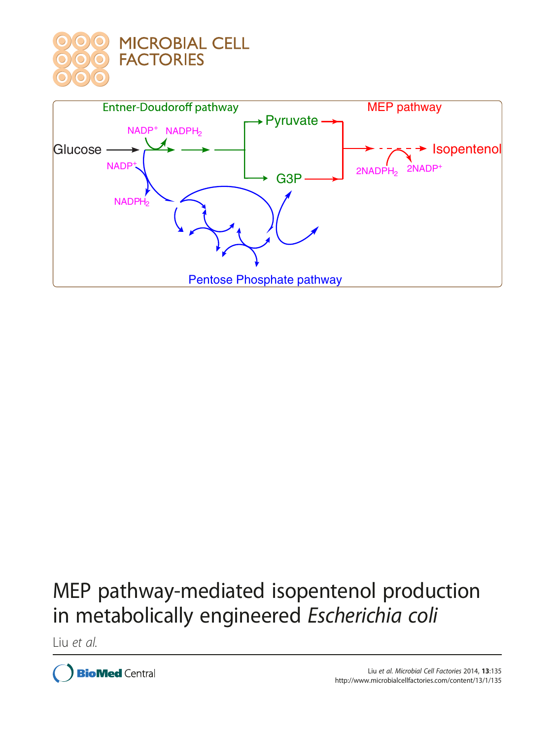# MEP pathway-mediated isopentenol production in metabolically engineered *Escherichia coli*

Liu *et al.*

Liu *et al. Microbial Cell Factories* 2014, **13**:135
http://www.microbialcellfactories.com/content/13/1/135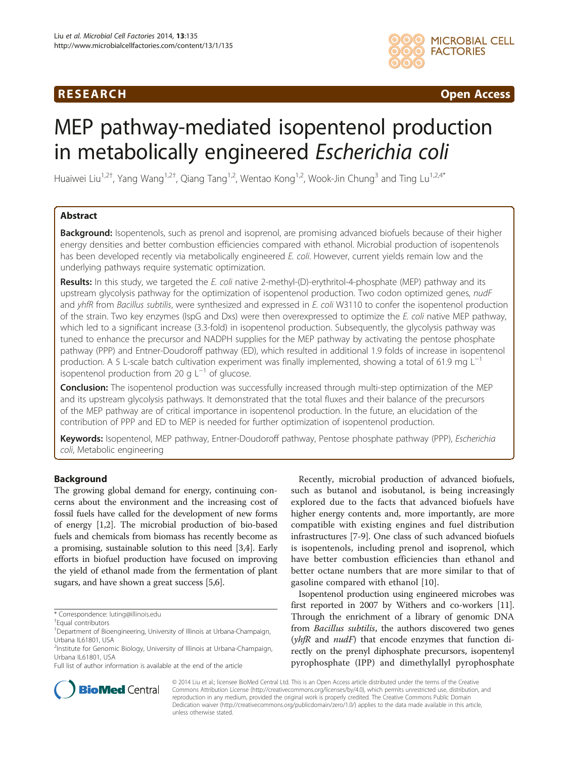# MEP pathway-mediated isopentenol production in metabolically engineered *Escherichia coli*

Huaiwei Liu[1,2†], Yang Wang[1,2†], Qiang Tang[1,2], Wentao Kong[1,2], Wook-Jin Chung[3] and Ting Lu[1,2,4*]

## Abstract

**Background:** Isopentenols, such as prenol and isoprenol, are promising advanced biofuels because of their higher energy densities and better combustion efficiencies compared with ethanol. Microbial production of isopentenols has been developed recently via metabolically engineered *E. coli*. However, current yields remain low and the underlying pathways require systematic optimization.

**Results:** In this study, we targeted the *E. coli* native 2-methyl-(D)-erythritol-4-phosphate (MEP) pathway and its upstream glycolysis pathway for the optimization of isopentenol production. Two codon optimized genes, *nudF* and *yhfR* from *Bacillus subtilis*, were synthesized and expressed in *E. coli* W3110 to confer the isopentenol production of the strain. Two key enzymes (IspG and Dxs) were then overexpressed to optimize the *E. coli* native MEP pathway, which led to a significant increase (3.3-fold) in isopentenol production. Subsequently, the glycolysis pathway was tuned to enhance the precursor and NADPH supplies for the MEP pathway by activating the pentose phosphate pathway (PPP) and Entner-Doudoroff pathway (ED), which resulted in additional 1.9 folds of increase in isopentenol production. A 5 L-scale batch cultivation experiment was finally implemented, showing a total of 61.9 mg $L^{-1}$ isopentenol production from 20 g $L^{-1}$ of glucose.

**Conclusion:** The isopentenol production was successfully increased through multi-step optimization of the MEP and its upstream glycolysis pathways. It demonstrated that the total fluxes and their balance of the precursors of the MEP pathway are of critical importance in isopentenol production. In the future, an elucidation of the contribution of PPP and ED to MEP is needed for further optimization of isopentenol production.

**Keywords:** Isopentenol, MEP pathway, Entner-Doudoroff pathway, Pentose phosphate pathway (PPP), *Escherichia coli*, Metabolic engineering

## Background

The growing global demand for energy, continuing concerns about the environment and the increasing cost of fossil fuels have called for the development of new forms of energy [1,2]. The microbial production of bio-based fuels and chemicals from biomass has recently become as a promising, sustainable solution to this need [3,4]. Early efforts in biofuel production have focused on improving the yield of ethanol made from the fermentation of plant sugars, and have shown a great success [5,6].

Recently, microbial production of advanced biofuels, such as butanol and isobutanol, is being increasingly explored due to the facts that advanced biofuels have higher energy contents and, more importantly, are more compatible with existing engines and fuel distribution infrastructures [7-9]. One class of such advanced biofuels is isopentenols, including prenol and isoprenol, which have better combustion efficiencies than ethanol and better octane numbers that are more similar to that of gasoline compared with ethanol [10].

Isopentenol production using engineered microbes was first reported in 2007 by Withers and co-workers [11]. Through the enrichment of a library of genomic DNA from *Bacillus subtilis*, the authors discovered two genes (*yhfR* and *nudF*) that encode enzymes that function directly on the prenyl diphosphate precursors, isopentenyl pyrophosphate (IPP) and dimethylallyl pyrophosphate

\* Correspondence: luting@illinois.edu

†Equal contributors

[1]Department of Bioengineering, University of Illinois at Urbana-Champaign, Urbana IL61801, USA

[2]Institute for Genomic Biology, University of Illinois at Urbana-Champaign, Urbana IL61801, USA

Full list of author information is available at the end of the article

© 2014 Liu et al.; licensee BioMed Central Ltd. This is an Open Access article distributed under the terms of the Creative Commons Attribution License (http://creativecommons.org/licenses/by/4.0), which permits unrestricted use, distribution, and reproduction in any medium, provided the original work is properly credited. The Creative Commons Public Domain Dedication waiver (http://creativecommons.org/publicdomain/zero/1.0/) applies to the data made available in this article, unless otherwise stated.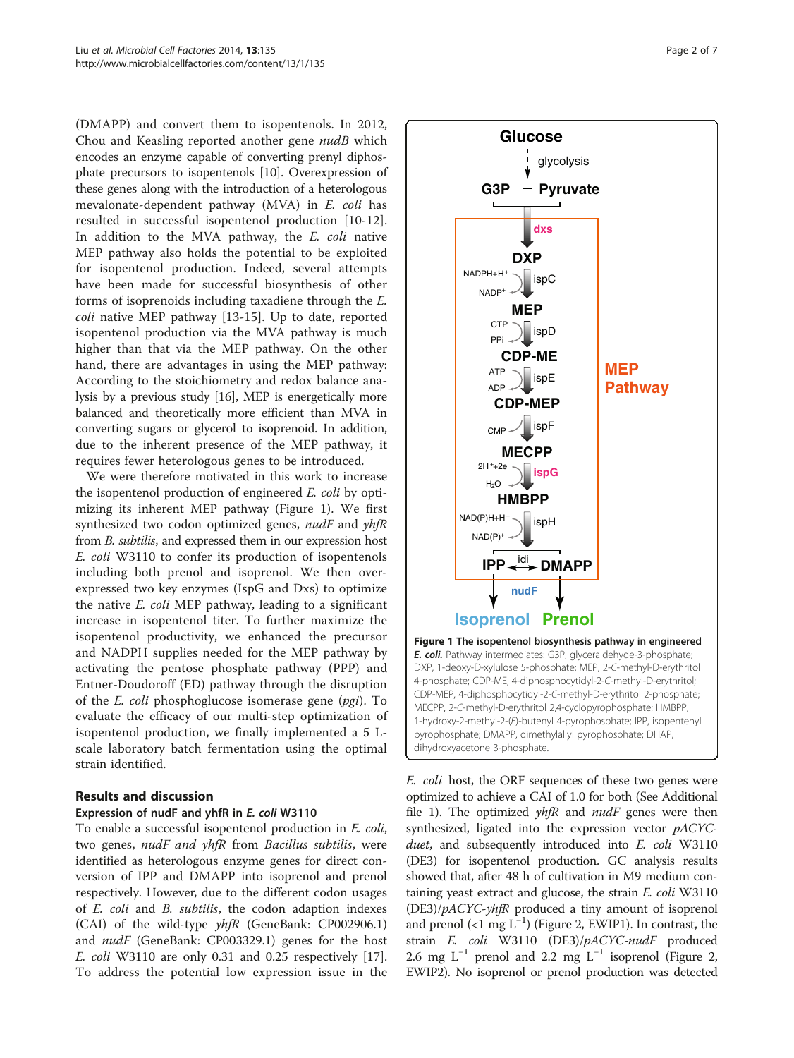(DMAPP) and convert them to isopentenols. In 2012, Chou and Keasling reported another gene *nudB* which encodes an enzyme capable of converting prenyl diphosphate precursors to isopentenols [10]. Overexpression of these genes along with the introduction of a heterologous mevalonate-dependent pathway (MVA) in *E. coli* has resulted in successful isopentenol production [10-12]. In addition to the MVA pathway, the *E. coli* native MEP pathway also holds the potential to be exploited for isopentenol production. Indeed, several attempts have been made for successful biosynthesis of other forms of isoprenoids including taxadiene through the *E. coli* native MEP pathway [13-15]. Up to date, reported isopentenol production via the MVA pathway is much higher than that via the MEP pathway. On the other hand, there are advantages in using the MEP pathway: According to the stoichiometry and redox balance analysis by a previous study [16], MEP is energetically more balanced and theoretically more efficient than MVA in converting sugars or glycerol to isoprenoid. In addition, due to the inherent presence of the MEP pathway, it requires fewer heterologous genes to be introduced.

We were therefore motivated in this work to increase the isopentenol production of engineered *E. coli* by optimizing its inherent MEP pathway (Figure 1). We first synthesized two codon optimized genes, *nudF* and *yhfR* from *B. subtilis*, and expressed them in our expression host *E. coli* W3110 to confer its production of isopentenols including both prenol and isoprenol. We then overexpressed two key enzymes (IspG and Dxs) to optimize the native *E. coli* MEP pathway, leading to a significant increase in isopentenol titer. To further maximize the isopentenol precursor productivity, we enhanced the precursor and NADPH supplies needed for the MEP pathway by activating the pentose phosphate pathway (PPP) and Entner-Doudoroff (ED) pathway through the disruption of the *E. coli* phosphoglucose isomerase gene (*pgi*). To evaluate the efficacy of our multi-step optimization of isopentenol production, we finally implemented a 5 L-scale laboratory batch fermentation using the optimal strain identified.

**Figure 1 The isopentenol biosynthesis pathway in engineered *E. coli*.** Pathway intermediates: G3P, glyceraldehyde-3-phosphate; DXP, 1-deoxy-D-xylulose 5-phosphate; MEP, 2-*C*-methyl-D-erythritol 4-phosphate; CDP-ME, 4-diphosphocytidyl-2-*C*-methyl-D-erythritol; CDP-MEP, 4-diphosphocytidyl-2-*C*-methyl-D-erythritol 2-phosphate; MECPP, 2-*C*-methyl-D-erythritol 2,4-cyclopyrophosphate; HMBPP, 1-hydroxy-2-methyl-2-(*E*)-butenyl 4-pyrophosphate; IPP, isopentenyl pyrophosphate; DMAPP, dimethylallyl pyrophosphate; DHAP, dihydroxyacetone 3-phosphate.

## Results and discussion

### Expression of nudF and yhfR in *E. coli* W3110

To enable a successful isopentenol production in *E. coli*, two genes, *nudF and yhfR* from *Bacillus subtilis*, were identified as heterologous enzyme genes for direct conversion of IPP and DMAPP into isoprenol and prenol respectively. However, due to the different codon usages of *E. coli* and *B. subtilis*, the codon adaption indexes (CAI) of the wild-type *yhfR* (GeneBank: CP002906.1) and *nudF* (GeneBank: CP003329.1) genes for the host *E. coli* W3110 are only 0.31 and 0.25 respectively [17]. To address the potential low expression issue in the *E. coli* host, the ORF sequences of these two genes were optimized to achieve a CAI of 1.0 for both (See Additional file 1). The optimized *yhfR* and *nudF* genes were then synthesized, ligated into the expression vector *pACYC-duet*, and subsequently introduced into *E. coli* W3110 (DE3) for isopentenol production. GC analysis results showed that, after 48 h of cultivation in M9 medium containing yeast extract and glucose, the strain *E. coli* W3110 (DE3)/*pACYC-yhfR* produced a tiny amount of isoprenol and prenol (<1 mg $L^{-1}$) (Figure 2, EWIP1). In contrast, the strain *E. coli* W3110 (DE3)/*pACYC-nudF* produced 2.6 mg $L^{-1}$ prenol and 2.2 mg $L^{-1}$ isoprenol (Figure 2, EWIP2). No isoprenol or prenol production was detected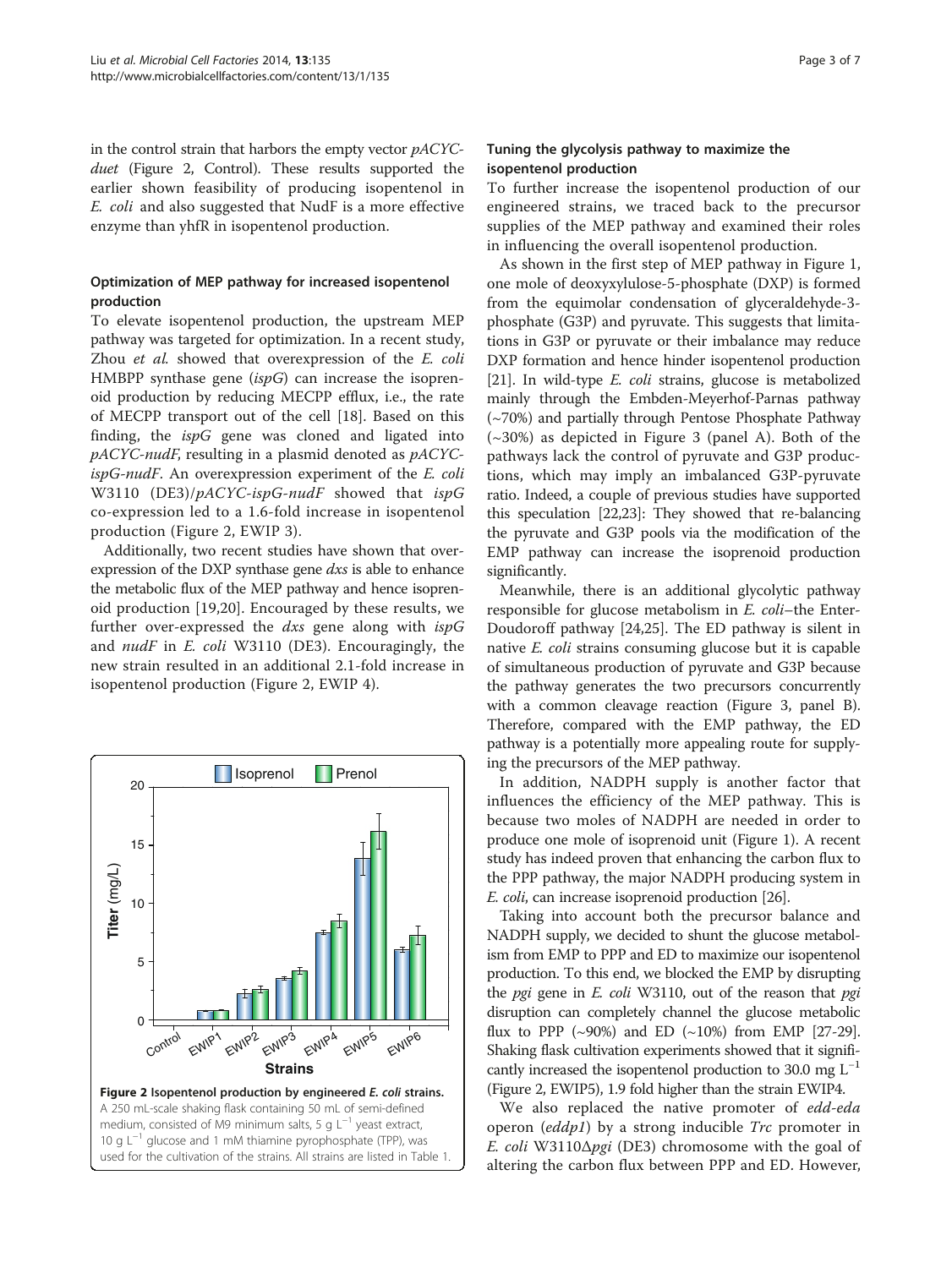in the control strain that harbors the empty vector *pACYC-duet* (Figure 2, Control). These results supported the earlier shown feasibility of producing isopentenol in *E. coli* and also suggested that NudF is a more effective enzyme than yhfR in isopentenol production.

### Optimization of MEP pathway for increased isopentenol production

To elevate isopentenol production, the upstream MEP pathway was targeted for optimization. In a recent study, Zhou *et al.* showed that overexpression of the *E. coli* HMBPP synthase gene (*ispG*) can increase the isoprenoid production by reducing MECPP efflux, i.e., the rate of MECPP transport out of the cell [18]. Based on this finding, the *ispG* gene was cloned and ligated into *pACYC-nudF*, resulting in a plasmid denoted as *pACYC-ispG-nudF*. An overexpression experiment of the *E. coli* W3110 (DE3)/*pACYC-ispG-nudF* showed that *ispG* co-expression led to a 1.6-fold increase in isopentenol production (Figure 2, EWIP 3).

Additionally, two recent studies have shown that over-expression of the DXP synthase gene *dxs* is able to enhance the metabolic flux of the MEP pathway and hence isoprenoid production [19,20]. Encouraged by these results, we further over-expressed the *dxs* gene along with *ispG* and *nudF* in *E. coli* W3110 (DE3). Encouragingly, the new strain resulted in an additional 2.1-fold increase in isopentenol production (Figure 2, EWIP 4).

**Figure 2 Isopentenol production by engineered *E. coli* strains.** A 250 mL-scale shaking flask containing 50 mL of semi-defined medium, consisted of M9 minimum salts, 5 g $L^{-1}$ yeast extract, 10 g $L^{-1}$ glucose and 1 mM thiamine pyrophosphate (TPP), was used for the cultivation of the strains. All strains are listed in Table 1.

### Tuning the glycolysis pathway to maximize the isopentenol production

To further increase the isopentenol production of our engineered strains, we traced back to the precursor supplies of the MEP pathway and examined their roles in influencing the overall isopentenol production.

As shown in the first step of MEP pathway in Figure 1, one mole of deoxyxylulose-5-phosphate (DXP) is formed from the equimolar condensation of glyceraldehyde-3-phosphate (G3P) and pyruvate. This suggests that limitations in G3P or pyruvate or their imbalance may reduce DXP formation and hence hinder isopentenol production [21]. In wild-type *E. coli* strains, glucose is metabolized mainly through the Embden-Meyerhof-Parnas pathway (~70%) and partially through Pentose Phosphate Pathway (~30%) as depicted in Figure 3 (panel A). Both of the pathways lack the control of pyruvate and G3P productions, which may imply an imbalanced G3P-pyruvate ratio. Indeed, a couple of previous studies have supported this speculation [22,23]: They showed that re-balancing the pyruvate and G3P pools via the modification of the EMP pathway can increase the isoprenoid production significantly.

Meanwhile, there is an additional glycolytic pathway responsible for glucose metabolism in *E. coli*–the Enter-Doudoroff pathway [24,25]. The ED pathway is silent in native *E. coli* strains consuming glucose but it is capable of simultaneous production of pyruvate and G3P because the pathway generates the two precursors concurrently with a common cleavage reaction (Figure 3, panel B). Therefore, compared with the EMP pathway, the ED pathway is a potentially more appealing route for supplying the precursors of the MEP pathway.

In addition, NADPH supply is another factor that influences the efficiency of the MEP pathway. This is because two moles of NADPH are needed in order to produce one mole of isoprenoid unit (Figure 1). A recent study has indeed proven that enhancing the carbon flux to the PPP pathway, the major NADPH producing system in *E. coli*, can increase isoprenoid production [26].

Taking into account both the precursor balance and NADPH supply, we decided to shunt the glucose metabolism from EMP to PPP and ED to maximize our isopentenol production. To this end, we blocked the EMP by disrupting the *pgi* gene in *E. coli* W3110, out of the reason that *pgi* disruption can completely channel the glucose metabolic flux to PPP (~90%) and ED (~10%) from EMP [27-29]. Shaking flask cultivation experiments showed that it significantly increased the isopentenol production to 30.0 mg $L^{-1}$ (Figure 2, EWIP5), 1.9 fold higher than the strain EWIP4.

We also replaced the native promoter of *edd-eda* operon (*eddp1*) by a strong inducible *Trc* promoter in *E. coli* W3110Δ*pgi* (DE3) chromosome with the goal of altering the carbon flux between PPP and ED. However,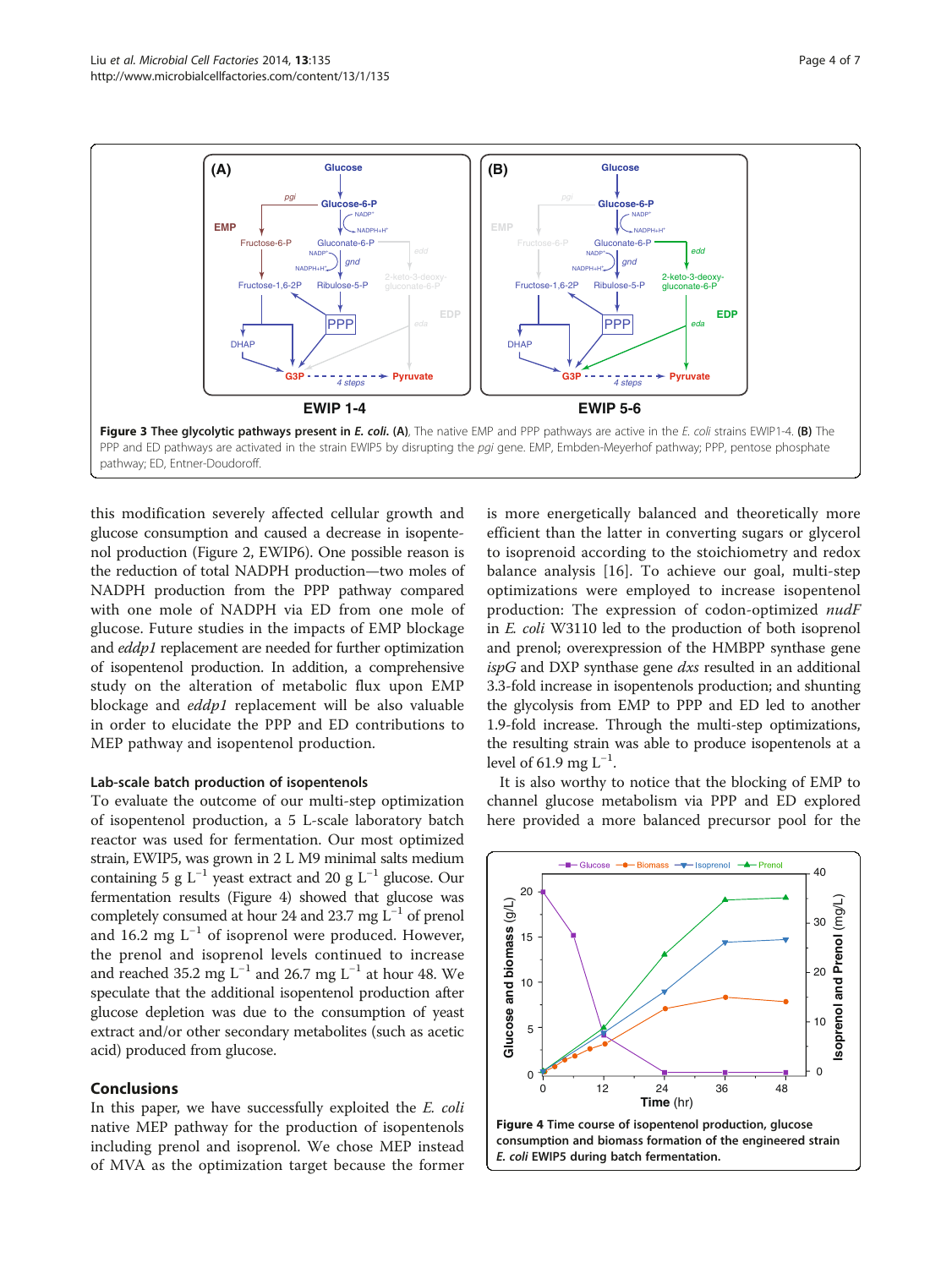**Figure 3 Thee glycolytic pathways present in *E. coli*. (A)**, The native EMP and PPP pathways are active in the *E. coli* strains EWIP1-4. **(B)** The PPP and ED pathways are activated in the strain EWIP5 by disrupting the *pgi* gene. EMP, Embden-Meyerhof pathway; PPP, pentose phosphate pathway; ED, Entner-Doudoroff.

this modification severely affected cellular growth and glucose consumption and caused a decrease in isopentenol production (Figure 2, EWIP6). One possible reason is the reduction of total NADPH production—two moles of NADPH production from the PPP pathway compared with one mole of NADPH via ED from one mole of glucose. Future studies in the impacts of EMP blockage and *eddp1* replacement are needed for further optimization of isopentenol production. In addition, a comprehensive study on the alteration of metabolic flux upon EMP blockage and *eddp1* replacement will be also valuable in order to elucidate the PPP and ED contributions to MEP pathway and isopentenol production.

### Lab-scale batch production of isopentenols

To evaluate the outcome of our multi-step optimization of isopentenol production, a 5 L-scale laboratory batch reactor was used for fermentation. Our most optimized strain, EWIP5, was grown in 2 L M9 minimal salts medium containing 5 g $L^{-1}$ yeast extract and 20 g $L^{-1}$ glucose. Our fermentation results (Figure 4) showed that glucose was completely consumed at hour 24 and 23.7 mg $L^{-1}$ of prenol and 16.2 mg $L^{-1}$ of isoprenol were produced. However, the prenol and isoprenol levels continued to increase and reached 35.2 mg $L^{-1}$ and 26.7 mg $L^{-1}$ at hour 48. We speculate that the additional isopentenol production after glucose depletion was due to the consumption of yeast extract and/or other secondary metabolites (such as acetic acid) produced from glucose.

## Conclusions

In this paper, we have successfully exploited the *E. coli* native MEP pathway for the production of isopentenols including prenol and isoprenol. We chose MEP instead of MVA as the optimization target because the former is more energetically balanced and theoretically more efficient than the latter in converting sugars or glycerol to isoprenoid according to the stoichiometry and redox balance analysis [16]. To achieve our goal, multi-step optimizations were employed to increase isopentenol production: The expression of codon-optimized *nudF* in *E. coli* W3110 led to the production of both isoprenol and prenol; overexpression of the HMBPP synthase gene *ispG* and DXP synthase gene *dxs* resulted in an additional 3.3-fold increase in isopentenols production; and shunting the glycolysis from EMP to PPP and ED led to another 1.9-fold increase. Through the multi-step optimizations, the resulting strain was able to produce isopentenols at a level of 61.9 mg $L^{-1}$.

It is also worthy to notice that the blocking of EMP to channel glucose metabolism via PPP and ED explored here provided a more balanced precursor pool for the

**Figure 4 Time course of isopentenol production, glucose consumption and biomass formation of the engineered strain *E. coli* EWIP5 during batch fermentation.**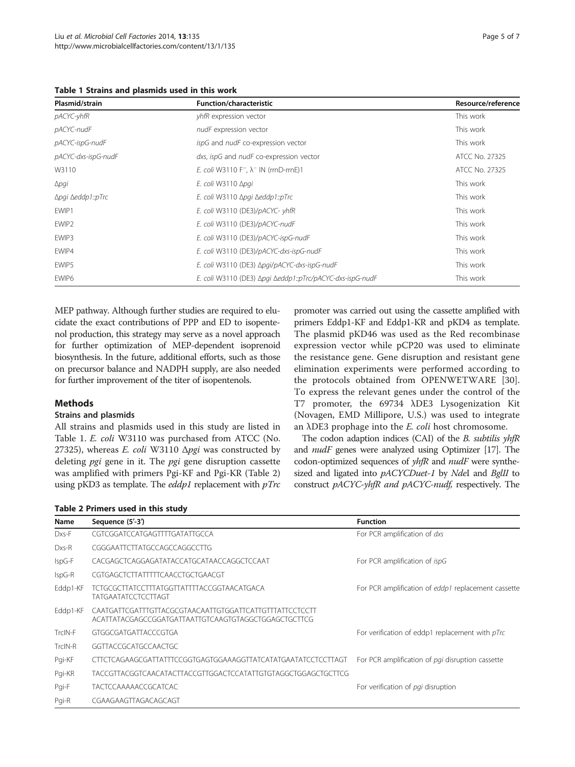**Table 1 Strains and plasmids used in this work**

| Plasmid/strain | Function/characteristic | Resource/reference |
| --- | --- | --- |
| *pACYC-yhfR* | *yhfR* expression vector | This work |
| *pACYC-nudF* | *nudF* expression vector | This work |
| *pACYC-ispG-nudF* | *ispG* and *nudF* co-expression vector | This work |
| *pACYC-dxs-ispG-nudF* | *dxs*, *ispG* and *nudF* co-expression vector | ATCC No. 27325 |
| W3110 | *E. coli* W3110 F⁻, λ⁻ IN (rrnD-rrnE)1 | ATCC No. 27325 |
| Δ*pgi* | *E. coli* W3110 Δ*pgi* | This work |
| Δ*pgi* Δ*eddp1::pTrc* | *E. coli* W3110 Δ*pgi* Δ*eddp1::pTrc* | This work |
| EWIP1 | *E. coli* W3110 (DE3)/*pACYC- yhfR* | This work |
| EWIP2 | *E. coli* W3110 (DE3)/*pACYC-nudF* | This work |
| EWIP3 | *E. coli* W3110 (DE3)/*pACYC-ispG-nudF* | This work |
| EWIP4 | *E. coli* W3110 (DE3)/*pACYC-dxs-ispG-nudF* | This work |
| EWIP5 | *E. coli* W3110 (DE3) Δ*pgi*/*pACYC-dxs-ispG-nudF* | This work |
| EWIP6 | *E. coli* W3110 (DE3) Δ*pgi* Δ*eddp1::pTrc*/*pACYC-dxs-ispG-nudF* | This work |

MEP pathway. Although further studies are required to elucidate the exact contributions of PPP and ED to isopentenol production, this strategy may serve as a novel approach for further optimization of MEP-dependent isoprenoid biosynthesis. In the future, additional efforts, such as those on precursor balance and NADPH supply, are also needed for further improvement of the titer of isopentenols.

## Methods

### Strains and plasmids

All strains and plasmids used in this study are listed in Table 1. *E. coli* W3110 was purchased from ATCC (No. 27325), whereas *E. coli* W3110 Δ*pgi* was constructed by deleting *pgi* gene in it. The *pgi* gene disruption cassette was amplified with primers Pgi-KF and Pgi-KR (Table 2) using pKD3 as template. The *eddp1* replacement with *pTrc* promoter was carried out using the cassette amplified with primers Eddp1-KF and Eddp1-KR and pKD4 as template. The plasmid pKD46 was used as the Red recombinase expression vector while pCP20 was used to eliminate the resistance gene. Gene disruption and resistant gene elimination experiments were performed according to the protocols obtained from OPENWETWARE [30]. To express the relevant genes under the control of the T7 promoter, the 69734 λDE3 Lysogenization Kit (Novagen, EMD Millipore, U.S.) was used to integrate an λDE3 prophage into the *E. coli* host chromosome.

The codon adaption indices (CAI) of the *B. subtilis yhfR* and *nudF* genes were analyzed using Optimizer [17]. The codon-optimized sequences of *yhfR* and *nudF* were synthesized and ligated into *pACYCDuet-1* by *Nde*I and *BglII* to construct *pACYC-yhfR and pACYC-nudf,* respectively. The

**Table 2 Primers used in this study**

| Name | Sequence (5'-3') | Function |
| --- | --- | --- |
| Dxs-F | CGTCGGATCCATGAGTTTTGATATTGCCA | For PCR amplification of *dxs* |
| Dxs-R | CGGGAATTCTTATGCCAGCCAGGCCTTG | |
| IspG-F | CACGAGCTCAGGAGATATACCATGCATAACCAGGCTCCAAT | For PCR amplification of *ispG* |
| IspG-R | CGTGAGCTCTTATTTTTCAACCTGCTGAACGT | |
| Eddp1-KF | TCTGCGCTTATCCTTTATGGTTATTTTACCGGTAACATGACA TATGAATATCCTCCTTAGT | For PCR amplification of *eddp1* replacement cassette |
| Eddp1-KF | CAATGATTCGATTTGTTACGCGTAACAATTGTGGATTCATTGTTTATTCCTCCTT ACATTATACGAGCCGGATGATTAATTGTCAAGTGTAGGCTGGAGCTGCTTCG | |
| TrcIN-F | GTGGCGATGATTACCCGTGA | For verification of eddp1 replacement with *pTrc* |
| TrcIN-R | GGTTACCGCATGCCAACTGC | |
| Pgi-KF | CTTCTCAGAAGCGATTATTTCCGGTGAGTGGAAAGGTTATCATATGAATATCCTCCTTAGT | For PCR amplification of *pgi* disruption cassette |
| Pgi-KR | TACCGTTACGGTCAACATACTTACCGTTGGACTCCATATTGTGTAGGCTGGAGCTGCTTCG | |
| Pgi-F | TACTCCAAAAACCGCATCAC | For verification of *pgi* disruption |
| Pgi-R | CGAAGAAGTTAGACAGCAGT | |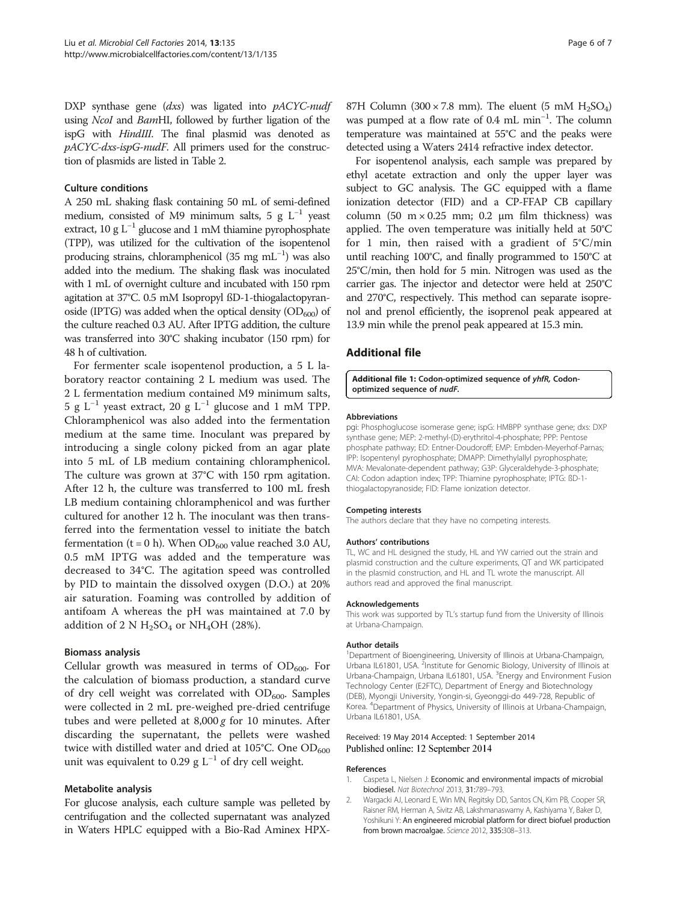DXP synthase gene (*dxs*) was ligated into *pACYC-nudf* using *NcoI* and *BamHI*, followed by further ligation of the ispG with *HindIII*. The final plasmid was denoted as *pACYC-dxs-ispG-nudF*. All primers used for the construction of plasmids are listed in Table 2.

### Culture conditions

A 250 mL shaking flask containing 50 mL of semi-defined medium, consisted of M9 minimum salts, 5 g $L^{-1}$ yeast extract, 10 g $L^{-1}$ glucose and 1 mM thiamine pyrophosphate (TPP), was utilized for the cultivation of the isopentenol producing strains, chloramphenicol (35 mg $mL^{-1}$) was also added into the medium. The shaking flask was inoculated with 1 mL of overnight culture and incubated with 150 rpm agitation at 37°C. 0.5 mM Isopropyl ßD-1-thiogalactopyranoside (IPTG) was added when the optical density ($OD_{600}$) of the culture reached 0.3 AU. After IPTG addition, the culture was transferred into 30°C shaking incubator (150 rpm) for 48 h of cultivation.

For fermenter scale isopentenol production, a 5 L laboratory reactor containing 2 L medium was used. The 2 L fermentation medium contained M9 minimum salts, 5 g $L^{-1}$ yeast extract, 20 g $L^{-1}$ glucose and 1 mM TPP. Chloramphenicol was also added into the fermentation medium at the same time. Inoculant was prepared by introducing a single colony picked from an agar plate into 5 mL of LB medium containing chloramphenicol. The culture was grown at 37°C with 150 rpm agitation. After 12 h, the culture was transferred to 100 mL fresh LB medium containing chloramphenicol and was further cultured for another 12 h. The inoculant was then transferred into the fermentation vessel to initiate the batch fermentation (t = 0 h). When $OD_{600}$ value reached 3.0 AU, 0.5 mM IPTG was added and the temperature was decreased to 34°C. The agitation speed was controlled by PID to maintain the dissolved oxygen (D.O.) at 20% air saturation. Foaming was controlled by addition of antifoam A whereas the pH was maintained at 7.0 by addition of 2 N $H_2SO_4$ or $NH_4OH$ (28%).

### Biomass analysis

Cellular growth was measured in terms of $OD_{600}$. For the calculation of biomass production, a standard curve of dry cell weight was correlated with $OD_{600}$. Samples were collected in 2 mL pre-weighed pre-dried centrifuge tubes and were pelleted at 8,000 *g* for 10 minutes. After discarding the supernatant, the pellets were washed twice with distilled water and dried at 105°C. One $OD_{600}$ unit was equivalent to 0.29 g $L^{-1}$ of dry cell weight.

### Metabolite analysis

For glucose analysis, each culture sample was pelleted by centrifugation and the collected supernatant was analyzed in Waters HPLC equipped with a Bio-Rad Aminex HPX-87H Column (300 × 7.8 mm). The eluent (5 mM $H_2SO_4$) was pumped at a flow rate of 0.4 mL $min^{-1}$. The column temperature was maintained at 55°C and the peaks were detected using a Waters 2414 refractive index detector.

For isopentenol analysis, each sample was prepared by ethyl acetate extraction and only the upper layer was subject to GC analysis. The GC equipped with a flame ionization detector (FID) and a CP-FFAP CB capillary column (50 m × 0.25 mm; 0.2 μm film thickness) was applied. The oven temperature was initially held at 50°C for 1 min, then raised with a gradient of 5°C/min until reaching 100°C, and finally programmed to 150°C at 25°C/min, then hold for 5 min. Nitrogen was used as the carrier gas. The injector and detector were held at 250°C and 270°C, respectively. This method can separate isoprenol and prenol efficiently, the isoprenol peak appeared at 13.9 min while the prenol peak appeared at 15.3 min.

## Additional file

**Additional file 1: Codon-optimized sequence of *yhfR*, Codon-optimized sequence of *nudF*.**

#### Abbreviations

pgi: Phosphoglucose isomerase gene; ispG: HMBPP synthase gene; dxs: DXP synthase gene; MEP: 2-methyl-(D)-erythritol-4-phosphate; PPP: Pentose phosphate pathway; ED: Entner-Doudoroff; EMP: Embden-Meyerhof-Parnas; IPP: Isopentenyl pyrophosphate; DMAPP: Dimethylallyl pyrophosphate; MVA: Mevalonate-dependent pathway; G3P: Glyceraldehyde-3-phosphate; CAI: Codon adaption index; TPP: Thiamine pyrophosphate; IPTG: ßD-1-thiogalactopyranoside; FID: Flame ionization detector.

#### Competing interests

The authors declare that they have no competing interests.

#### Authors' contributions

TL, WC and HL designed the study, HL and YW carried out the strain and plasmid construction and the culture experiments, QT and WK participated in the plasmid construction, and HL and TL wrote the manuscript. All authors read and approved the final manuscript.

#### Acknowledgements

This work was supported by TL's startup fund from the University of Illinois at Urbana-Champaign.

#### Author details

[1]Department of Bioengineering, University of Illinois at Urbana-Champaign, Urbana IL61801, USA. [2]Institute for Genomic Biology, University of Illinois at Urbana-Champaign, Urbana IL61801, USA. [3]Energy and Environment Fusion Technology Center (E2FTC), Department of Energy and Biotechnology (DEB), Myongji University, Yongin-si, Gyeonggi-do 449-728, Republic of Korea. [4]Department of Physics, University of Illinois at Urbana-Champaign, Urbana IL61801, USA.

Received: 19 May 2014 Accepted: 1 September 2014
Published online: 12 September 2014

#### References

1. Caspeta L, Nielsen J: **Economic and environmental impacts of microbial biodiesel.** *Nat Biotechnol* 2013, **31:**789–793.
2. Wargacki AJ, Leonard E, Win MN, Regitsky DD, Santos CN, Kim PB, Cooper SR, Raisner RM, Herman A, Sivitz AB, Lakshmanaswamy A, Kashiyama Y, Baker D, Yoshikuni Y: **An engineered microbial platform for direct biofuel production from brown macroalgae.** *Science* 2012, **335:**308–313.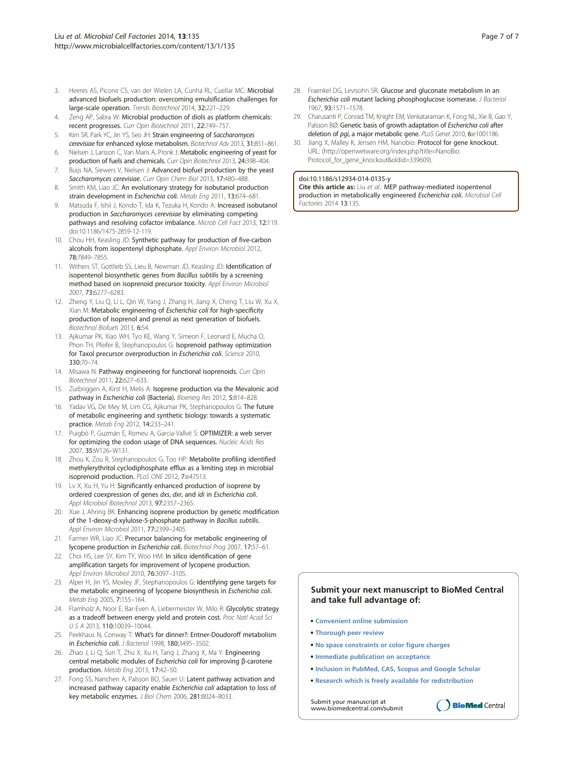3. Heeres AS, Picone CS, van der Wielen LA, Cunha RL, Cuellar MC: **Microbial advanced biofuels production: overcoming emulsification challenges for large-scale operation.** *Trends Biotechnol* 2014, **32:**221–229.
4. Zeng AP, Sabra W: **Microbial production of diols as platform chemicals: recent progresses.** *Curr Opin Biotechnol* 2011, **22:**749–757.
5. Kim SR, Park YC, Jin YS, Seo JH: **Strain engineering of *Saccharomyces cerevisiae* for enhanced xylose metabolism.** *Biotechnol Adv* 2013, **31:**851–861.
6. Nielsen J, Larsson C, Van Maris A, Pronk J: **Metabolic engineering of yeast for production of fuels and chemicals.** *Curr Opin Biotechnol* 2013, **24:**398–404.
7. Buijs NA, Siewers V, Nielsen J: **Advanced biofuel production by the yeast *Saccharomyces cerevisiae*.** *Curr Opin Chem Biol* 2013, **17:**480–488.
8. Smith KM, Liao JC: **An evolutionary strategy for isobutanol production strain development in *Escherichia coli*.** *Metab Eng* 2011, **13:**674–681.
9. Matsuda F, Ishii J, Kondo T, Ida K, Tezuka H, Kondo A: **Increased isobutanol production in *Saccharomyces cerevisiae* by eliminating competing pathways and resolving cofactor imbalance.** *Microb Cell Fact* 2013, **12:**119. doi:10.1186/1475-2859-12-119.
10. Chou HH, Keasling JD: **Synthetic pathway for production of five-carbon alcohols from isopentenyl diphosphate.** *Appl Environ Microbiol* 2012, **78:**7849–7855.
11. Withers ST, Gottlieb SS, Lieu B, Newman JD, Keasling JD: **Identification of isopentenol biosynthetic genes from *Bacillus subtilis* by a screening method based on isoprenoid precursor toxicity.** *Appl Environ Microbiol* 2007, **73:**6277–6283.
12. Zheng Y, Liu Q, Li L, Qin W, Yang J, Zhang H, Jiang X, Cheng T, Liu W, Xu X, Xian M: **Metabolic engineering of *Escherichia coli* for high-specificity production of isoprenol and prenol as next generation of biofuels.** *Biotechnol Biofuels* 2013, **6:**54.
13. Ajikumar PK, Xiao WH, Tyo KE, Wang Y, Simeon F, Leonard E, Mucha O, Phon TH, Pfeifer B, Stephanopoulos G: **Isoprenoid pathway optimization for Taxol precursor overproduction in *Escherichia coli*.** *Science* 2010, **330:**70–74.
14. Misawa N: **Pathway engineering for functional isoprenoids.** *Curr Opin Biotechnol* 2011, **22:**627–633.
15. Zurbriggen A, Kirst H, Melis A: **Isoprene production via the Mevalonic acid pathway in *Escherichia coli* (Bacteria).** *Bioenerg Res* 2012, **5:**814–828.
16. Yadav VG, De Mey M, Lim CG, Ajikumar PK, Stephanopoulos G: **The future of metabolic engineering and synthetic biology: towards a systematic practice.** *Metab Eng* 2012, **14:**233–241.
17. Puigbò P, Guzmán E, Romeu A, Garcia-Vallvé S: **OPTIMIZER: a web server for optimizing the codon usage of DNA sequences.** *Nucleic Acids Res* 2007, **35:**W126–W131.
18. Zhou K, Zou R, Stephanopoulos G, Too HP: **Metabolite profiling identified methylerythritol cyclodiphosphate efflux as a limiting step in microbial isoprenoid production.** *PLoS ONE* 2012, **7:**e47513.
19. Lv X, Xu H, Yu H: **Significantly enhanced production of isoprene by ordered coexpression of genes *dxs*, *dxr*, and *idi* in *Escherichia coli*.** *Appl Microbiol Biotechnol* 2013, **97:**2357–2365.
20. Xue J, Ahring BK: **Enhancing isoprene production by genetic modification of the 1-deoxy-d-xylulose-5-phosphate pathway in *Bacillus subtilis*.** *Appl Environ Microbiol* 2011, **77:**2399–2405.
21. Farmer WR, Liao JC: **Precursor balancing for metabolic engineering of lycopene production in *Escherichia coli*.** *Biotechnol Prog* 2007, **17:**57–61.
22. Choi HS, Lee SY, Kim TY, Woo HM: **In silico identification of gene amplification targets for improvement of lycopene production.** *Appl Environ Microbiol* 2010, **76:**3097–3105.
23. Alper H, Jin YS, Moxley JF, Stephanopoulos G: **Identifying gene targets for the metabolic engineering of lycopene biosynthesis in *Escherichia coli*.** *Metab Eng* 2005, **7:**155–164.
24. Flamholz A, Noor E, Bar-Even A, Liebermeister W, Milo R: **Glycolytic strategy as a tradeoff between energy yield and protein cost.** *Proc Natl Acad Sci U S A* 2013, **110:**10039–10044.
25. Peekhaus N, Conway T: **What's for dinner?: Entner-Doudoroff metabolism in *Escherichia coli*.** *J Bacteriol* 1998, **180:**3495–3502.
26. Zhao J, Li Q, Sun T, Zhu X, Xu H, Tang J, Zhang X, Ma Y: **Engineering central metabolic modules of *Escherichia coli* for improving β-carotene production.** *Metab Eng* 2013, **17:**42–50.
27. Fong SS, Nanchen A, Palsson BO, Sauer U: **Latent pathway activation and increased pathway capacity enable *Escherichia coli* adaptation to loss of key metabolic enzymes.** *J Biol Chem* 2006, **281:**8024–8033.
28. Fraenkel DG, Levisohn SR: **Glucose and gluconate metabolism in an *Escherichia coli* mutant lacking phosphoglucose isomerase.** *J Bacteriol* 1967, **93:**1571–1578.
29. Charusanti P, Conrad TM, Knight EM, Venkataraman K, Fong NL, Xie B, Gao Y, Palsson BØ: **Genetic basis of growth adaptation of *Escherichia coli* after deletion of *pgi*, a major metabolic gene.** *PLoS Genet* 2010, **6:**e1001186.
30. Jiang X, Malley K, Jensen HM, Nanobio: **Protocol for gene knockout.** URL: (http://openwetware.org/index.php?title=NanoBio:Protocol_for_gene_knockout&oldid=339609).

doi:10.1186/s12934-014-0135-y

**Cite this article as:** Liu *et al.*: MEP pathway-mediated isopentenol production in metabolically engineered *Escherichia coli*. *Microbial Cell Factories* 2014 **13**:135.

**Submit your next manuscript to BioMed Central and take full advantage of:**

- **Convenient online submission**
- **Thorough peer review**
- **No space constraints or color figure charges**
- **Immediate publication on acceptance**
- **Inclusion in PubMed, CAS, Scopus and Google Scholar**
- **Research which is freely available for redistribution**

Submit your manuscript at www.biomedcentral.com/submit

BioMed Central